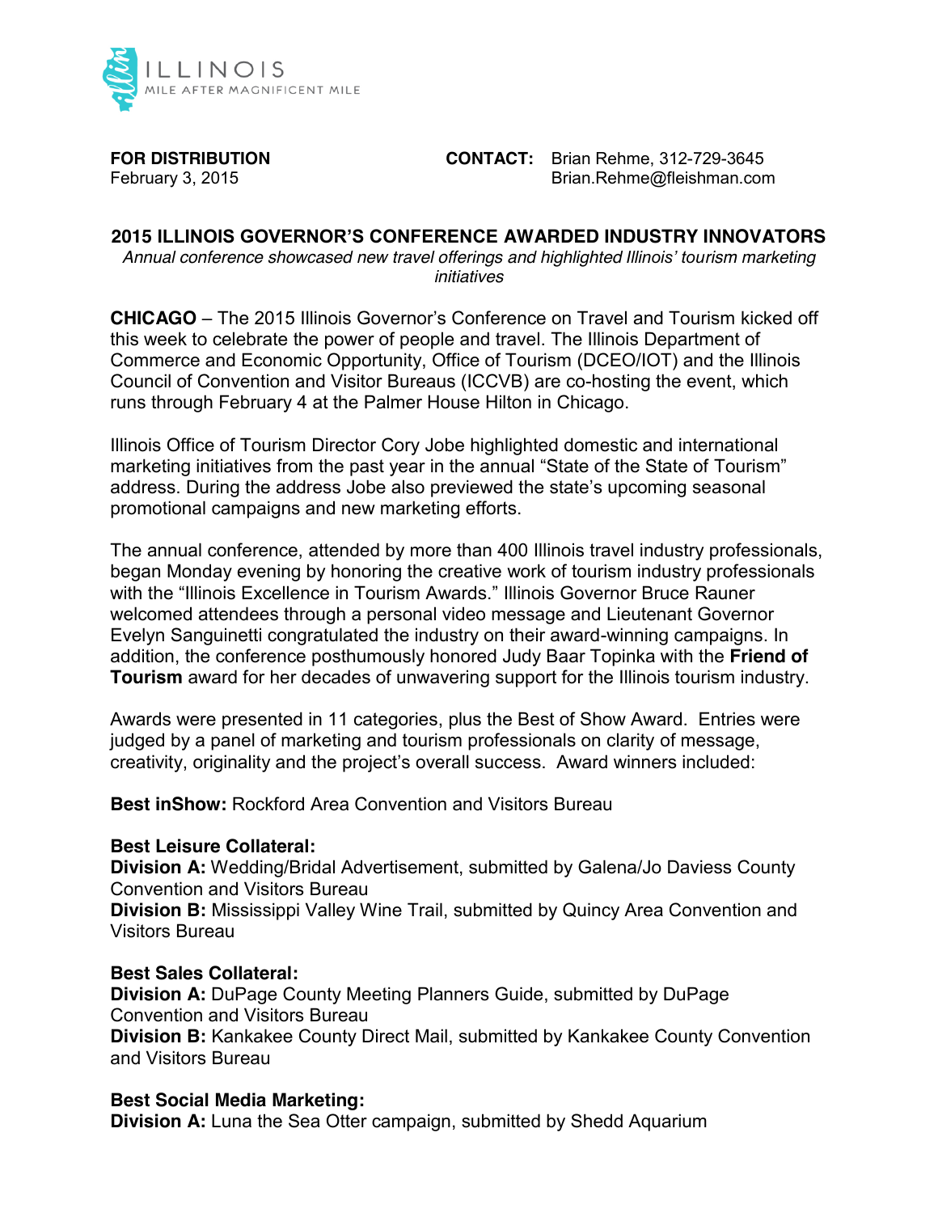ILLINOIS
MILE AFTER MAGNIFICENT MILE

**FOR DISTRIBUTION**
February 3, 2015

**CONTACT:** Brian Rehme, 312-729-3645
Brian.Rehme@fleishman.com

## 2015 ILLINOIS GOVERNOR'S CONFERENCE AWARDED INDUSTRY INNOVATORS

*Annual conference showcased new travel offerings and highlighted Illinois' tourism marketing initiatives*

**CHICAGO** – The 2015 Illinois Governor's Conference on Travel and Tourism kicked off this week to celebrate the power of people and travel. The Illinois Department of Commerce and Economic Opportunity, Office of Tourism (DCEO/IOT) and the Illinois Council of Convention and Visitor Bureaus (ICCVB) are co-hosting the event, which runs through February 4 at the Palmer House Hilton in Chicago.

Illinois Office of Tourism Director Cory Jobe highlighted domestic and international marketing initiatives from the past year in the annual "State of the State of Tourism" address. During the address Jobe also previewed the state's upcoming seasonal promotional campaigns and new marketing efforts.

The annual conference, attended by more than 400 Illinois travel industry professionals, began Monday evening by honoring the creative work of tourism industry professionals with the "Illinois Excellence in Tourism Awards." Illinois Governor Bruce Rauner welcomed attendees through a personal video message and Lieutenant Governor Evelyn Sanguinetti congratulated the industry on their award-winning campaigns. In addition, the conference posthumously honored Judy Baar Topinka with the **Friend of Tourism** award for her decades of unwavering support for the Illinois tourism industry.

Awards were presented in 11 categories, plus the Best of Show Award. Entries were judged by a panel of marketing and tourism professionals on clarity of message, creativity, originality and the project's overall success. Award winners included:

**Best inShow:** Rockford Area Convention and Visitors Bureau

**Best Leisure Collateral:**
**Division A:** Wedding/Bridal Advertisement, submitted by Galena/Jo Daviess County Convention and Visitors Bureau
**Division B:** Mississippi Valley Wine Trail, submitted by Quincy Area Convention and Visitors Bureau

**Best Sales Collateral:**
**Division A:** DuPage County Meeting Planners Guide, submitted by DuPage Convention and Visitors Bureau
**Division B:** Kankakee County Direct Mail, submitted by Kankakee County Convention and Visitors Bureau

**Best Social Media Marketing:**
**Division A:** Luna the Sea Otter campaign, submitted by Shedd Aquarium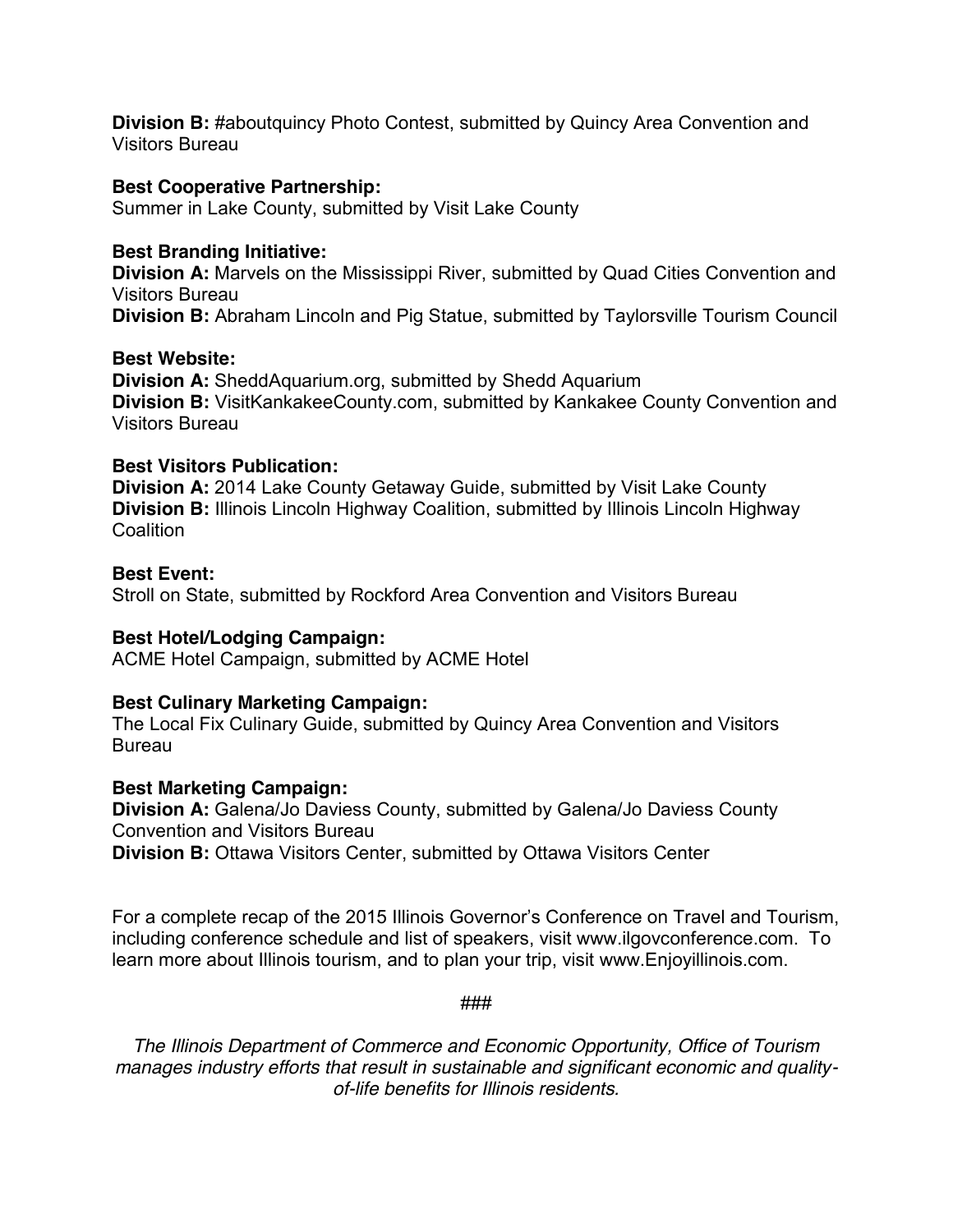**Division B:** #aboutquincy Photo Contest, submitted by Quincy Area Convention and Visitors Bureau

**Best Cooperative Partnership:**
Summer in Lake County, submitted by Visit Lake County

**Best Branding Initiative:**
**Division A:** Marvels on the Mississippi River, submitted by Quad Cities Convention and Visitors Bureau
**Division B:** Abraham Lincoln and Pig Statue, submitted by Taylorsville Tourism Council

**Best Website:**
**Division A:** SheddAquarium.org, submitted by Shedd Aquarium
**Division B:** VisitKankakeeCounty.com, submitted by Kankakee County Convention and Visitors Bureau

**Best Visitors Publication:**
**Division A:** 2014 Lake County Getaway Guide, submitted by Visit Lake County
**Division B:** Illinois Lincoln Highway Coalition, submitted by Illinois Lincoln Highway Coalition

**Best Event:**
Stroll on State, submitted by Rockford Area Convention and Visitors Bureau

**Best Hotel/Lodging Campaign:**
ACME Hotel Campaign, submitted by ACME Hotel

**Best Culinary Marketing Campaign:**
The Local Fix Culinary Guide, submitted by Quincy Area Convention and Visitors Bureau

**Best Marketing Campaign:**
**Division A:** Galena/Jo Daviess County, submitted by Galena/Jo Daviess County Convention and Visitors Bureau
**Division B:** Ottawa Visitors Center, submitted by Ottawa Visitors Center

For a complete recap of the 2015 Illinois Governor's Conference on Travel and Tourism, including conference schedule and list of speakers, visit www.ilgovconference.com. To learn more about Illinois tourism, and to plan your trip, visit www.Enjoyillinois.com.

###

*The Illinois Department of Commerce and Economic Opportunity, Office of Tourism manages industry efforts that result in sustainable and significant economic and quality-of-life benefits for Illinois residents.*